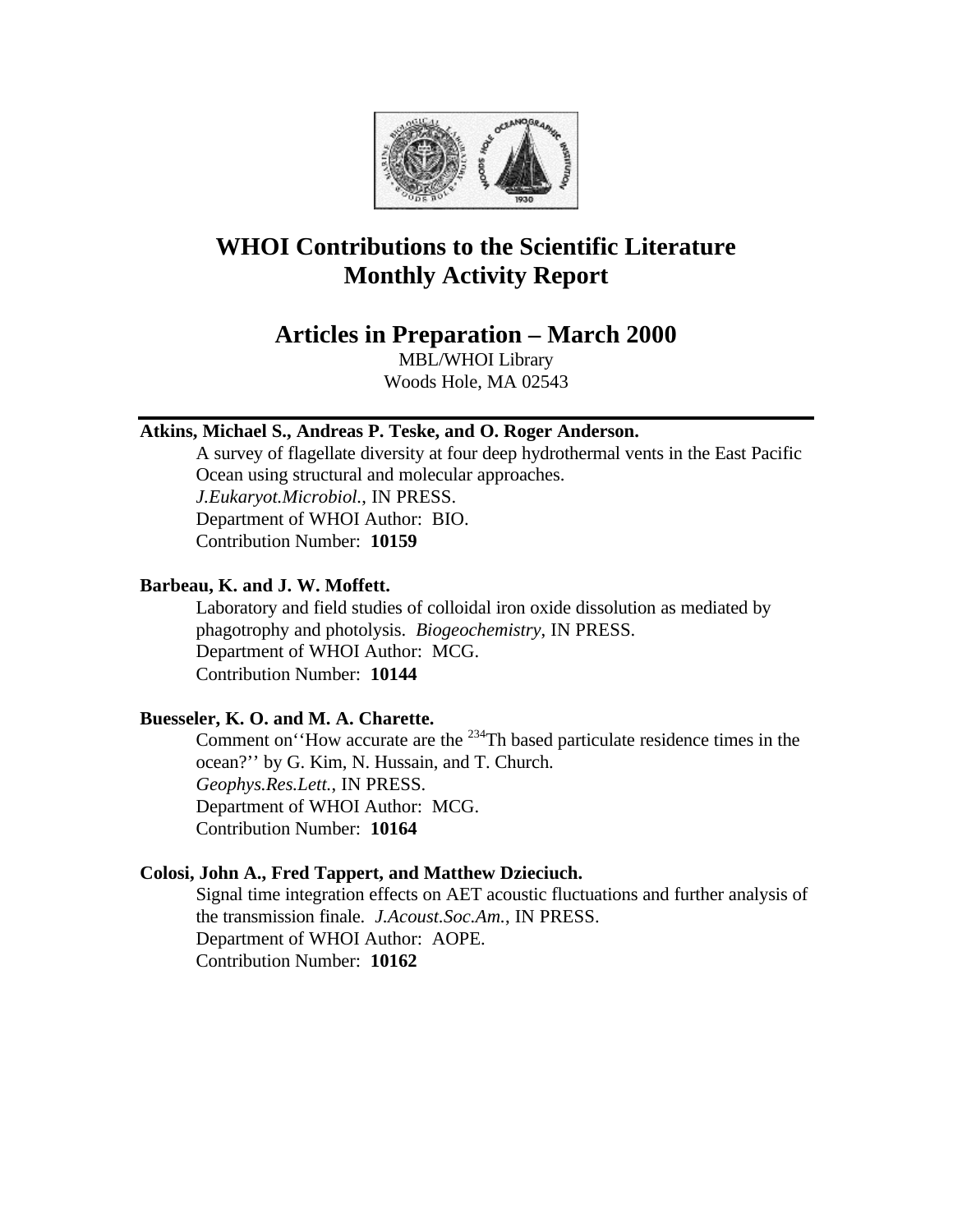# WHOI Contributions to the Scientific Literature
# Monthly Activity Report

## Articles in Preparation – March 2000

MBL/WHOI Library
Woods Hole, MA 02543

---

**Atkins, Michael S., Andreas P. Teske, and O. Roger Anderson.**
A survey of flagellate diversity at four deep hydrothermal vents in the East Pacific Ocean using structural and molecular approaches.
*J.Eukaryot.Microbiol.*, IN PRESS.
Department of WHOI Author: BIO.
Contribution Number: **10159**

**Barbeau, K. and J. W. Moffett.**
Laboratory and field studies of colloidal iron oxide dissolution as mediated by phagotrophy and photolysis. *Biogeochemistry*, IN PRESS.
Department of WHOI Author: MCG.
Contribution Number: **10144**

**Buesseler, K. O. and M. A. Charette.**
Comment on''How accurate are the $^{234}$Th based particulate residence times in the ocean?'' by G. Kim, N. Hussain, and T. Church.
*Geophys.Res.Lett.*, IN PRESS.
Department of WHOI Author: MCG.
Contribution Number: **10164**

**Colosi, John A., Fred Tappert, and Matthew Dzieciuch.**
Signal time integration effects on AET acoustic fluctuations and further analysis of the transmission finale. *J.Acoust.Soc.Am.*, IN PRESS.
Department of WHOI Author: AOPE.
Contribution Number: **10162**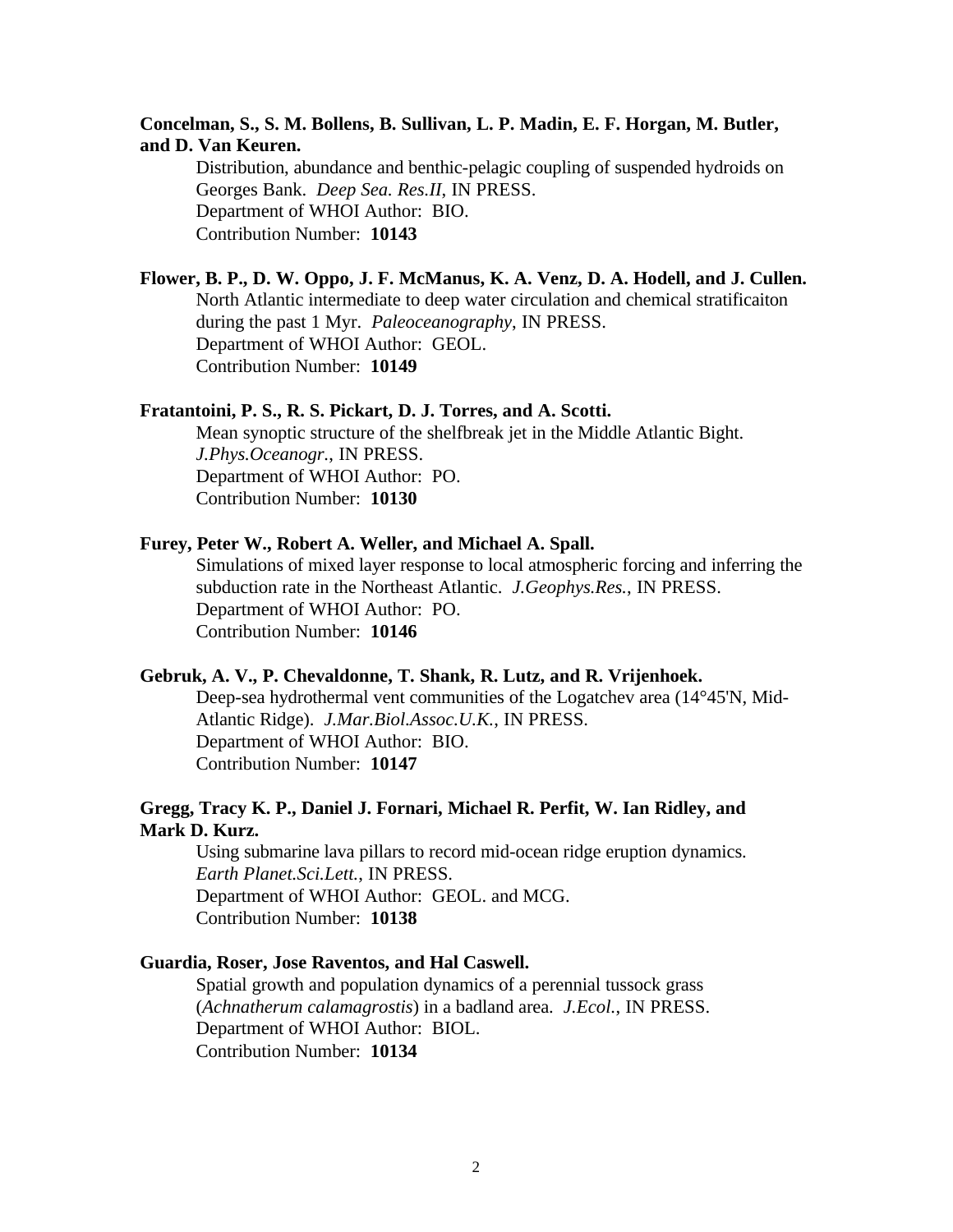**Concelman, S., S. M. Bollens, B. Sullivan, L. P. Madin, E. F. Horgan, M. Butler, and D. Van Keuren.**

Distribution, abundance and benthic-pelagic coupling of suspended hydroids on Georges Bank. *Deep Sea. Res.II*, IN PRESS.
Department of WHOI Author: BIO.
Contribution Number: **10143**

**Flower, B. P., D. W. Oppo, J. F. McManus, K. A. Venz, D. A. Hodell, and J. Cullen.**

North Atlantic intermediate to deep water circulation and chemical stratificaiton during the past 1 Myr. *Paleoceanography*, IN PRESS.
Department of WHOI Author: GEOL.
Contribution Number: **10149**

**Fratantoini, P. S., R. S. Pickart, D. J. Torres, and A. Scotti.**

Mean synoptic structure of the shelfbreak jet in the Middle Atlantic Bight. *J.Phys.Oceanogr.*, IN PRESS.
Department of WHOI Author: PO.
Contribution Number: **10130**

**Furey, Peter W., Robert A. Weller, and Michael A. Spall.**

Simulations of mixed layer response to local atmospheric forcing and inferring the subduction rate in the Northeast Atlantic. *J.Geophys.Res.*, IN PRESS.
Department of WHOI Author: PO.
Contribution Number: **10146**

**Gebruk, A. V., P. Chevaldonne, T. Shank, R. Lutz, and R. Vrijenhoek.**

Deep-sea hydrothermal vent communities of the Logatchev area (14°45'N, Mid-Atlantic Ridge). *J.Mar.Biol.Assoc.U.K.*, IN PRESS.
Department of WHOI Author: BIO.
Contribution Number: **10147**

**Gregg, Tracy K. P., Daniel J. Fornari, Michael R. Perfit, W. Ian Ridley, and Mark D. Kurz.**

Using submarine lava pillars to record mid-ocean ridge eruption dynamics. *Earth Planet.Sci.Lett.*, IN PRESS.
Department of WHOI Author: GEOL. and MCG.
Contribution Number: **10138**

**Guardia, Roser, Jose Raventos, and Hal Caswell.**

Spatial growth and population dynamics of a perennial tussock grass (*Achnatherum calamagrostis*) in a badland area. *J.Ecol.*, IN PRESS.
Department of WHOI Author: BIOL.
Contribution Number: **10134**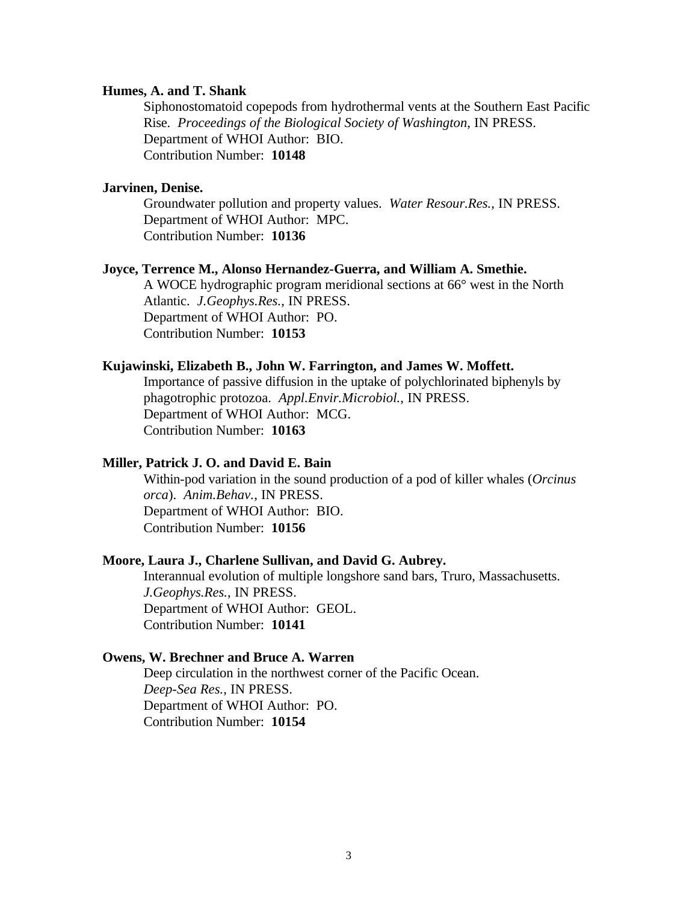**Humes, A. and T. Shank**

Siphonostomatoid copepods from hydrothermal vents at the Southern East Pacific Rise. *Proceedings of the Biological Society of Washington*, IN PRESS.
Department of WHOI Author: BIO.
Contribution Number: **10148**

**Jarvinen, Denise.**

Groundwater pollution and property values. *Water Resour.Res.*, IN PRESS.
Department of WHOI Author: MPC.
Contribution Number: **10136**

**Joyce, Terrence M., Alonso Hernandez-Guerra, and William A. Smethie.**

A WOCE hydrographic program meridional sections at 66° west in the North Atlantic. *J.Geophys.Res.*, IN PRESS.
Department of WHOI Author: PO.
Contribution Number: **10153**

**Kujawinski, Elizabeth B., John W. Farrington, and James W. Moffett.**

Importance of passive diffusion in the uptake of polychlorinated biphenyls by phagotrophic protozoa. *Appl.Envir.Microbiol.*, IN PRESS.
Department of WHOI Author: MCG.
Contribution Number: **10163**

**Miller, Patrick J. O. and David E. Bain**

Within-pod variation in the sound production of a pod of killer whales (*Orcinus orca*). *Anim.Behav.*, IN PRESS.
Department of WHOI Author: BIO.
Contribution Number: **10156**

**Moore, Laura J., Charlene Sullivan, and David G. Aubrey.**

Interannual evolution of multiple longshore sand bars, Truro, Massachusetts. *J.Geophys.Res.*, IN PRESS.
Department of WHOI Author: GEOL.
Contribution Number: **10141**

**Owens, W. Brechner and Bruce A. Warren**

Deep circulation in the northwest corner of the Pacific Ocean. *Deep-Sea Res.*, IN PRESS.
Department of WHOI Author: PO.
Contribution Number: **10154**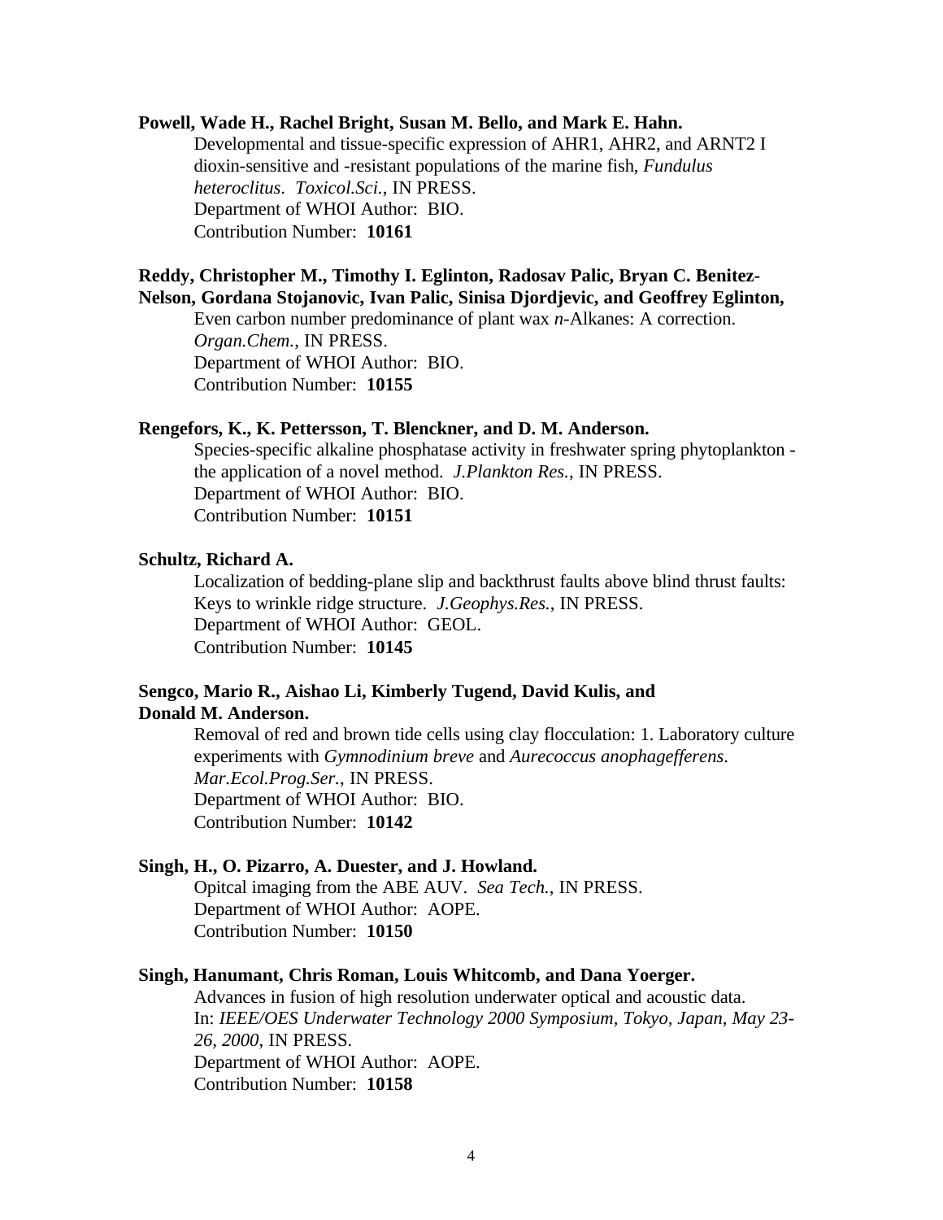**Powell, Wade H., Rachel Bright, Susan M. Bello, and Mark E. Hahn.**

Developmental and tissue-specific expression of AHR1, AHR2, and ARNT2 I dioxin-sensitive and -resistant populations of the marine fish, *Fundulus heteroclitus*. *Toxicol.Sci.*, IN PRESS.
Department of WHOI Author: BIO.
Contribution Number: **10161**

**Reddy, Christopher M., Timothy I. Eglinton, Radosav Palic, Bryan C. Benitez-Nelson, Gordana Stojanovic, Ivan Palic, Sinisa Djordjevic, and Geoffrey Eglinton,**

Even carbon number predominance of plant wax *n*-Alkanes: A correction. *Organ.Chem.*, IN PRESS.
Department of WHOI Author: BIO.
Contribution Number: **10155**

**Rengefors, K., K. Pettersson, T. Blenckner, and D. M. Anderson.**

Species-specific alkaline phosphatase activity in freshwater spring phytoplankton - the application of a novel method. *J.Plankton Res.*, IN PRESS.
Department of WHOI Author: BIO.
Contribution Number: **10151**

**Schultz, Richard A.**

Localization of bedding-plane slip and backthrust faults above blind thrust faults: Keys to wrinkle ridge structure. *J.Geophys.Res.*, IN PRESS.
Department of WHOI Author: GEOL.
Contribution Number: **10145**

**Sengco, Mario R., Aishao Li, Kimberly Tugend, David Kulis, and Donald M. Anderson.**

Removal of red and brown tide cells using clay flocculation: 1. Laboratory culture experiments with *Gymnodinium breve* and *Aurecoccus anophagefferens*. *Mar.Ecol.Prog.Ser.*, IN PRESS.
Department of WHOI Author: BIO.
Contribution Number: **10142**

**Singh, H., O. Pizarro, A. Duester, and J. Howland.**

Opitcal imaging from the ABE AUV. *Sea Tech.*, IN PRESS.
Department of WHOI Author: AOPE.
Contribution Number: **10150**

**Singh, Hanumant, Chris Roman, Louis Whitcomb, and Dana Yoerger.**

Advances in fusion of high resolution underwater optical and acoustic data. In: *IEEE/OES Underwater Technology 2000 Symposium, Tokyo, Japan, May 23-26, 2000*, IN PRESS.
Department of WHOI Author: AOPE.
Contribution Number: **10158**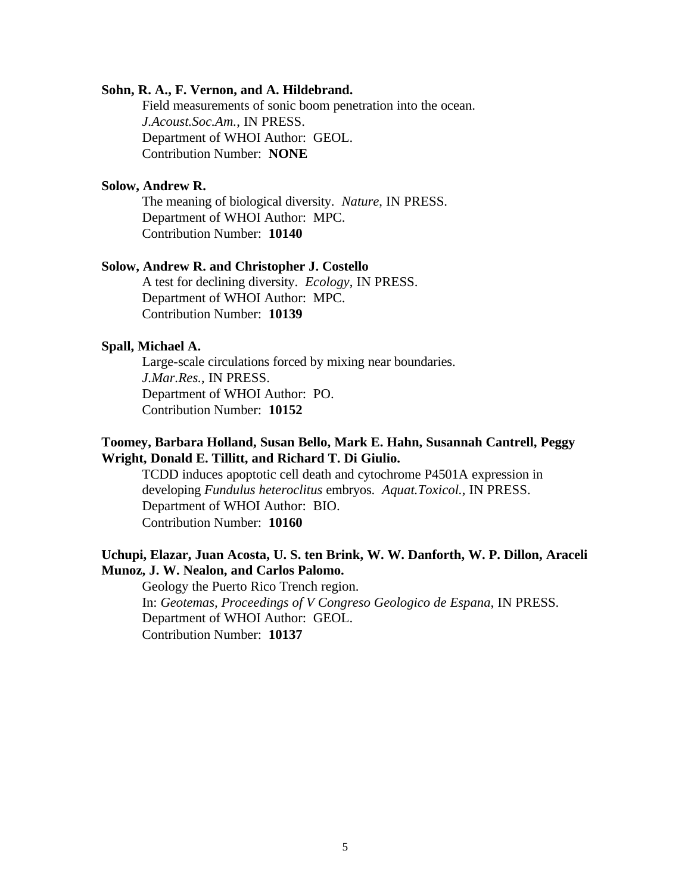**Sohn, R. A., F. Vernon, and A. Hildebrand.**

Field measurements of sonic boom penetration into the ocean.
*J.Acoust.Soc.Am.*, IN PRESS.
Department of WHOI Author: GEOL.
Contribution Number: **NONE**

**Solow, Andrew R.**

The meaning of biological diversity. *Nature*, IN PRESS.
Department of WHOI Author: MPC.
Contribution Number: **10140**

**Solow, Andrew R. and Christopher J. Costello**

A test for declining diversity. *Ecology*, IN PRESS.
Department of WHOI Author: MPC.
Contribution Number: **10139**

**Spall, Michael A.**

Large-scale circulations forced by mixing near boundaries.
*J.Mar.Res.*, IN PRESS.
Department of WHOI Author: PO.
Contribution Number: **10152**

**Toomey, Barbara Holland, Susan Bello, Mark E. Hahn, Susannah Cantrell, Peggy Wright, Donald E. Tillitt, and Richard T. Di Giulio.**

TCDD induces apoptotic cell death and cytochrome P4501A expression in developing *Fundulus heteroclitus* embryos. *Aquat.Toxicol.*, IN PRESS.
Department of WHOI Author: BIO.
Contribution Number: **10160**

**Uchupi, Elazar, Juan Acosta, U. S. ten Brink, W. W. Danforth, W. P. Dillon, Araceli Munoz, J. W. Nealon, and Carlos Palomo.**

Geology the Puerto Rico Trench region.
In: *Geotemas, Proceedings of V Congreso Geologico de Espana*, IN PRESS.
Department of WHOI Author: GEOL.
Contribution Number: **10137**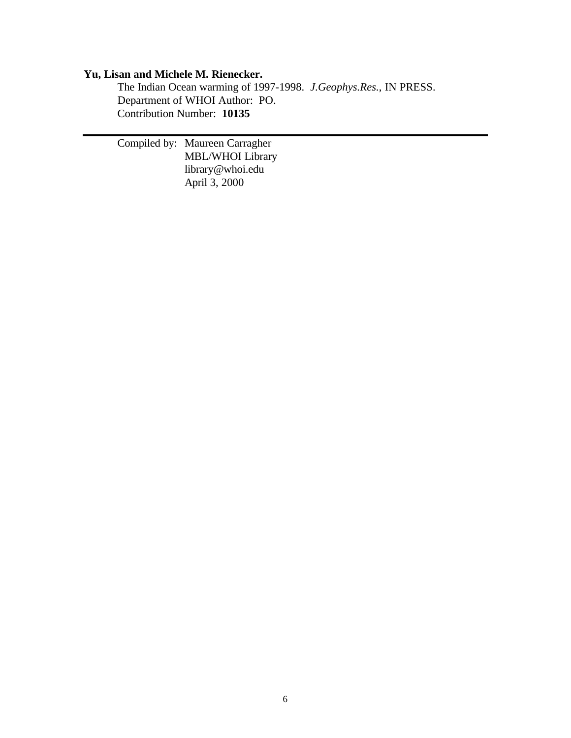**Yu, Lisan and Michele M. Rienecker.**

The Indian Ocean warming of 1997-1998. *J.Geophys.Res.*, IN PRESS.
Department of WHOI Author: PO.
Contribution Number: **10135**

---

Compiled by: Maureen Carragher
MBL/WHOI Library
library@whoi.edu
April 3, 2000